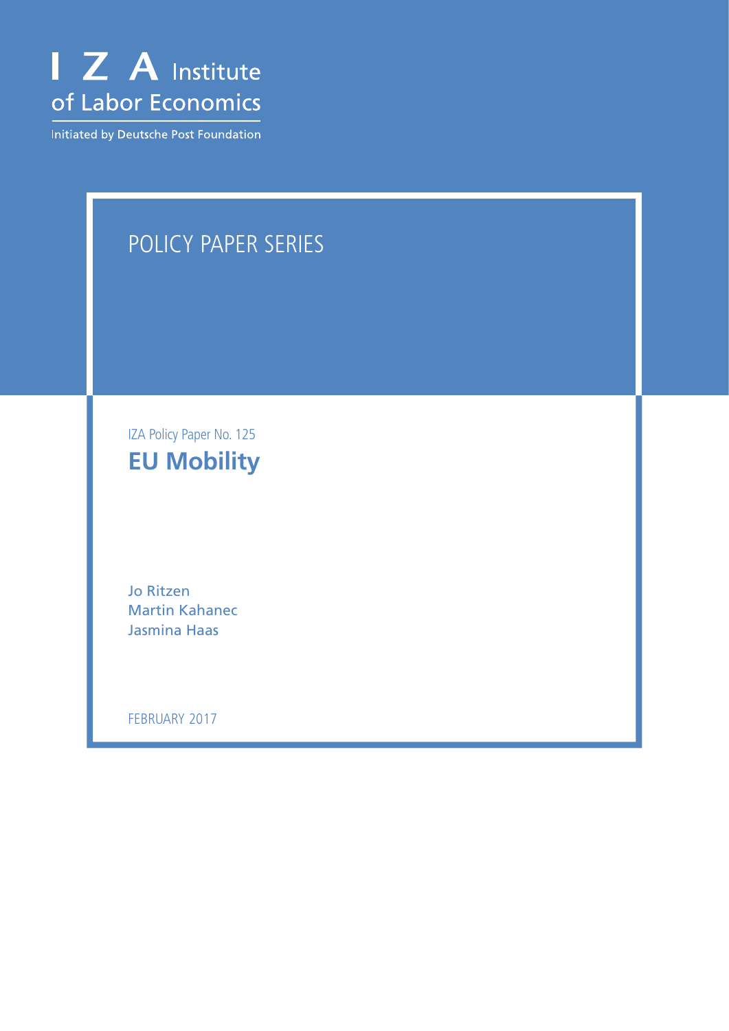I Z A Institute of Labor Economics

Initiated by Deutsche Post Foundation

POLICY PAPER SERIES

IZA Policy Paper No. 125

# EU Mobility

Jo Ritzen
Martin Kahanec
Jasmina Haas

FEBRUARY 2017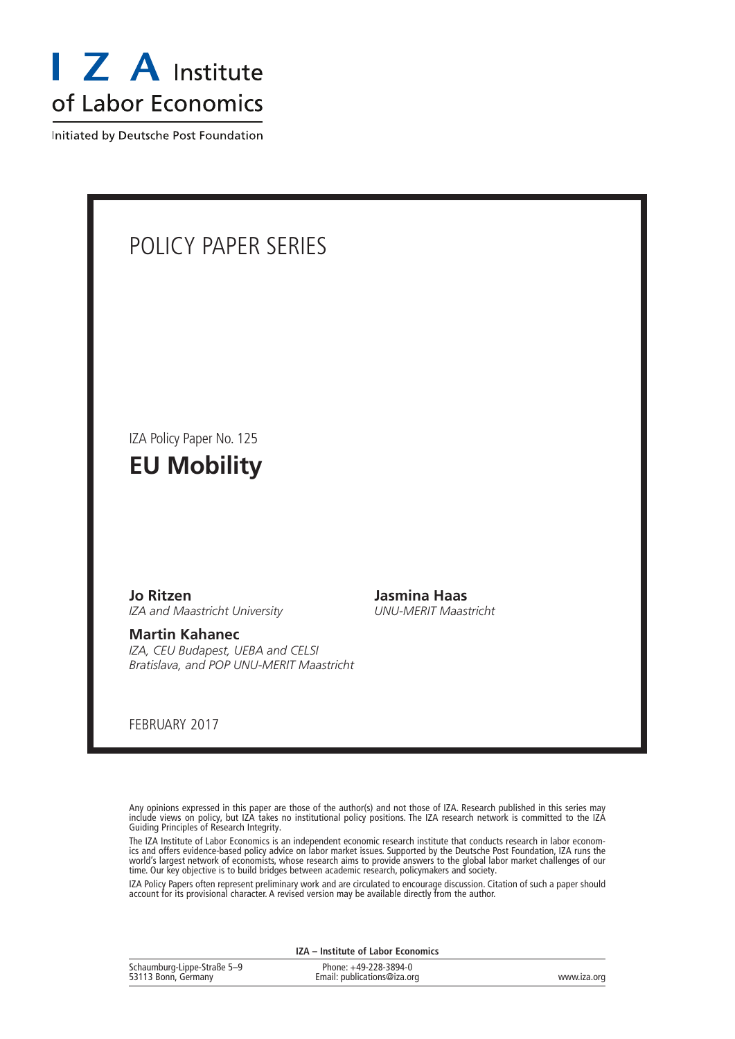# I Z A Institute of Labor Economics

Initiated by Deutsche Post Foundation

POLICY PAPER SERIES

IZA Policy Paper No. 125

# EU Mobility

**Jo Ritzen**
*IZA and Maastricht University*

**Jasmina Haas**
*UNU-MERIT Maastricht*

**Martin Kahanec**
*IZA, CEU Budapest, UEBA and CELSI Bratislava, and POP UNU-MERIT Maastricht*

FEBRUARY 2017

Any opinions expressed in this paper are those of the author(s) and not those of IZA. Research published in this series may include views on policy, but IZA takes no institutional policy positions. The IZA research network is committed to the IZA Guiding Principles of Research Integrity.

The IZA Institute of Labor Economics is an independent economic research institute that conducts research in labor economics and offers evidence-based policy advice on labor market issues. Supported by the Deutsche Post Foundation, IZA runs the world's largest network of economists, whose research aims to provide answers to the global labor market challenges of our time. Our key objective is to build bridges between academic research, policymakers and society.

IZA Policy Papers often represent preliminary work and are circulated to encourage discussion. Citation of such a paper should account for its provisional character. A revised version may be available directly from the author.

**IZA – Institute of Labor Economics**

Schaumburg-Lippe-Straße 5–9
53113 Bonn, Germany

Phone: +49-228-3894-0
Email: publications@iza.org

www.iza.org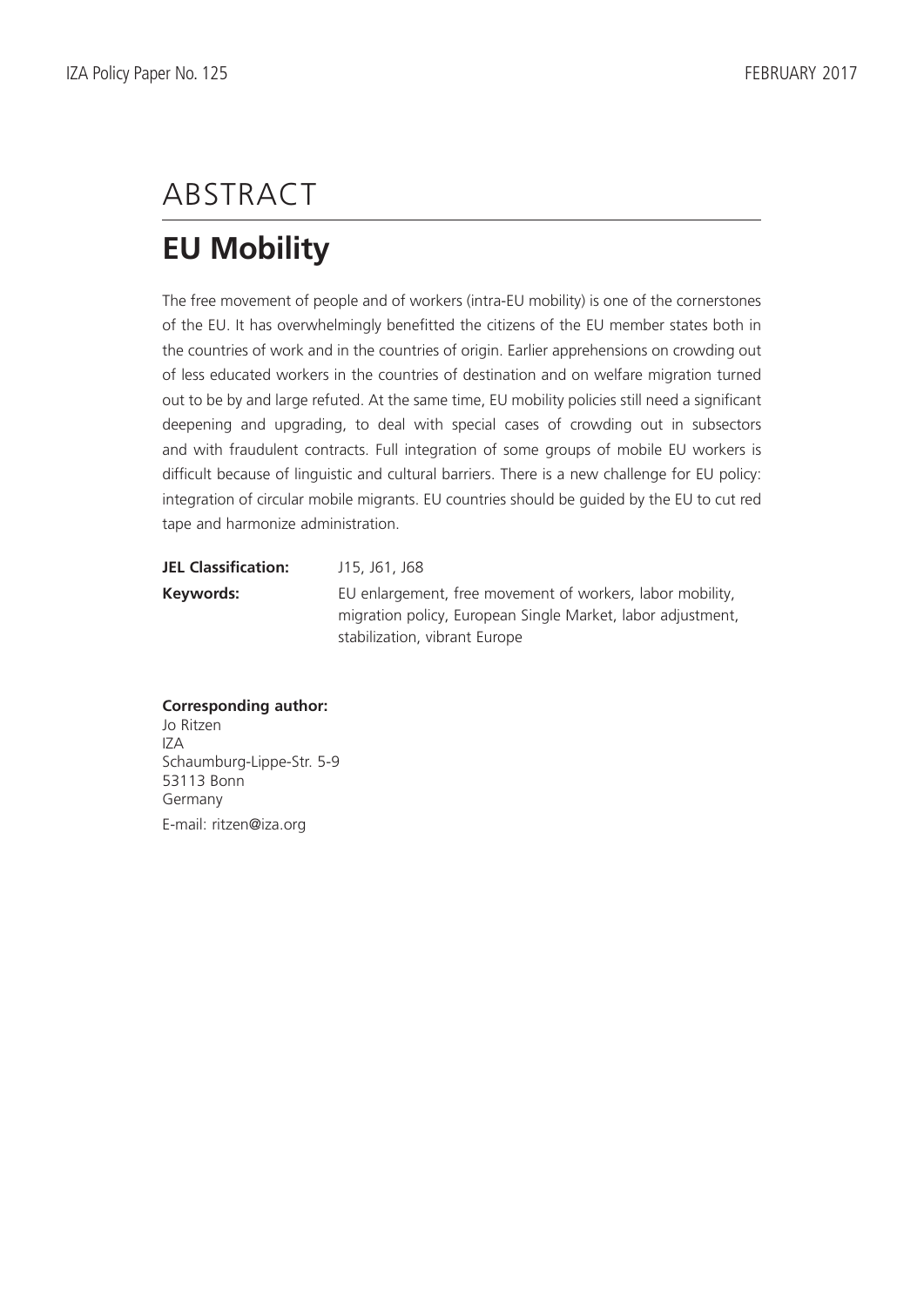# ABSTRACT

## EU Mobility

The free movement of people and of workers (intra-EU mobility) is one of the cornerstones of the EU. It has overwhelmingly benefitted the citizens of the EU member states both in the countries of work and in the countries of origin. Earlier apprehensions on crowding out of less educated workers in the countries of destination and on welfare migration turned out to be by and large refuted. At the same time, EU mobility policies still need a significant deepening and upgrading, to deal with special cases of crowding out in subsectors and with fraudulent contracts. Full integration of some groups of mobile EU workers is difficult because of linguistic and cultural barriers. There is a new challenge for EU policy: integration of circular mobile migrants. EU countries should be guided by the EU to cut red tape and harmonize administration.

**JEL Classification:** J15, J61, J68

**Keywords:** EU enlargement, free movement of workers, labor mobility, migration policy, European Single Market, labor adjustment, stabilization, vibrant Europe

**Corresponding author:**
Jo Ritzen
IZA
Schaumburg-Lippe-Str. 5-9
53113 Bonn
Germany

E-mail: ritzen@iza.org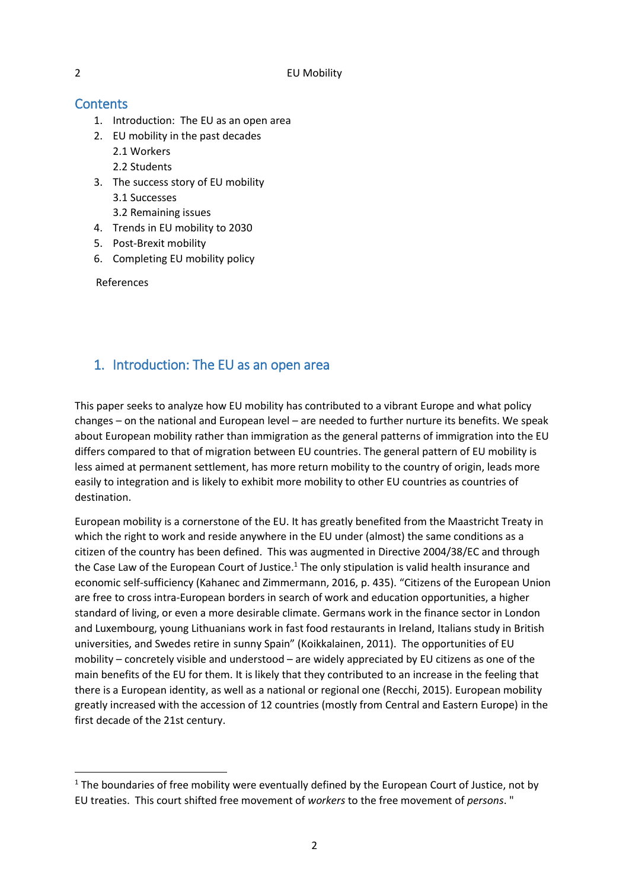## Contents

1. Introduction: The EU as an open area
2. EU mobility in the past decades
   2.1 Workers
   2.2 Students
3. The success story of EU mobility
   3.1 Successes
   3.2 Remaining issues
4. Trends in EU mobility to 2030
5. Post-Brexit mobility
6. Completing EU mobility policy

References

## 1. Introduction: The EU as an open area

This paper seeks to analyze how EU mobility has contributed to a vibrant Europe and what policy changes – on the national and European level – are needed to further nurture its benefits. We speak about European mobility rather than immigration as the general patterns of immigration into the EU differs compared to that of migration between EU countries. The general pattern of EU mobility is less aimed at permanent settlement, has more return mobility to the country of origin, leads more easily to integration and is likely to exhibit more mobility to other EU countries as countries of destination.

European mobility is a cornerstone of the EU. It has greatly benefited from the Maastricht Treaty in which the right to work and reside anywhere in the EU under (almost) the same conditions as a citizen of the country has been defined. This was augmented in Directive 2004/38/EC and through the Case Law of the European Court of Justice.[1] The only stipulation is valid health insurance and economic self-sufficiency (Kahanec and Zimmermann, 2016, p. 435). "Citizens of the European Union are free to cross intra-European borders in search of work and education opportunities, a higher standard of living, or even a more desirable climate. Germans work in the finance sector in London and Luxembourg, young Lithuanians work in fast food restaurants in Ireland, Italians study in British universities, and Swedes retire in sunny Spain" (Koikkalainen, 2011). The opportunities of EU mobility – concretely visible and understood – are widely appreciated by EU citizens as one of the main benefits of the EU for them. It is likely that they contributed to an increase in the feeling that there is a European identity, as well as a national or regional one (Recchi, 2015). European mobility greatly increased with the accession of 12 countries (mostly from Central and Eastern Europe) in the first decade of the 21st century.

[1] The boundaries of free mobility were eventually defined by the European Court of Justice, not by EU treaties. This court shifted free movement of *workers* to the free movement of *persons*. "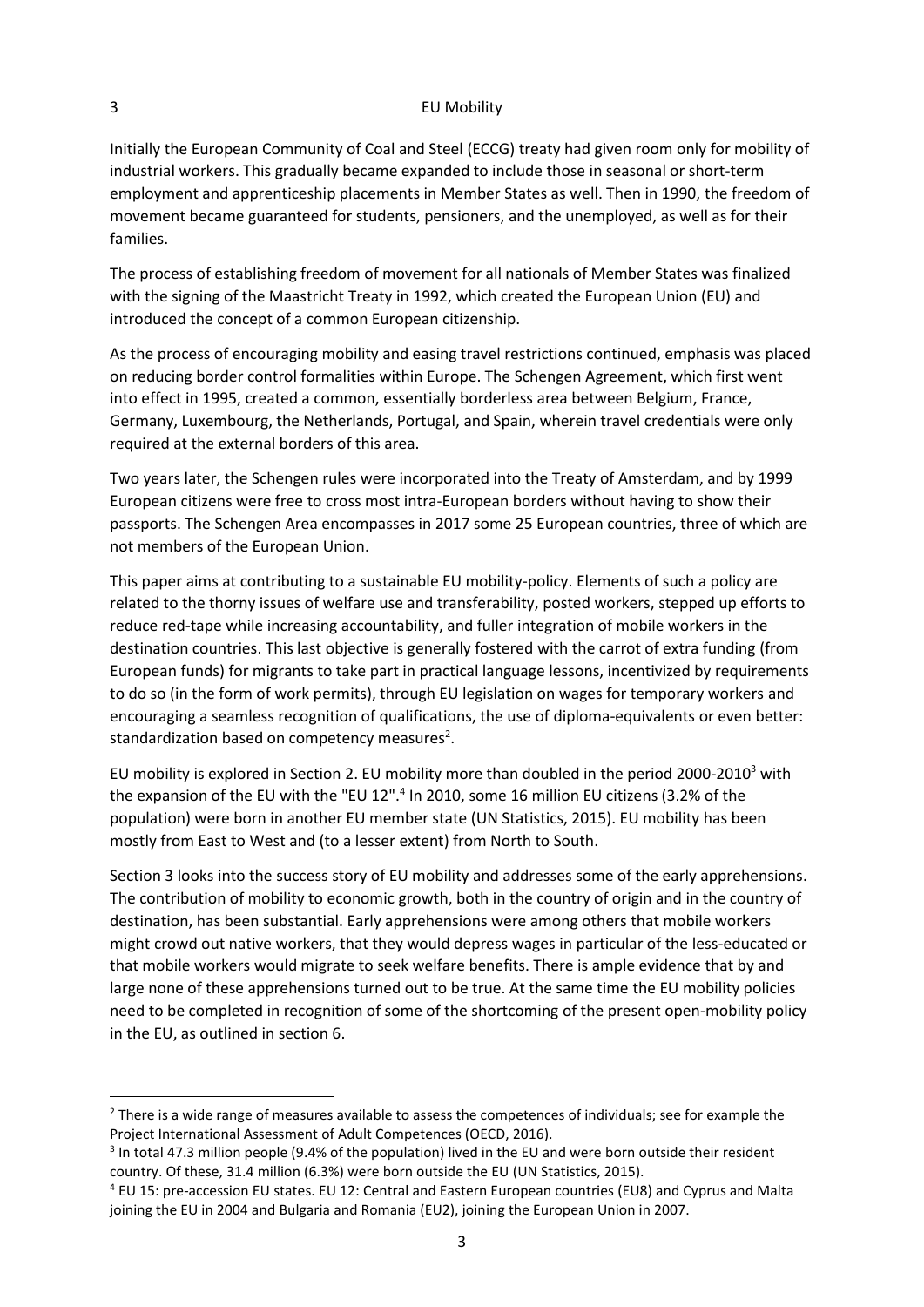Initially the European Community of Coal and Steel (ECCG) treaty had given room only for mobility of industrial workers. This gradually became expanded to include those in seasonal or short-term employment and apprenticeship placements in Member States as well. Then in 1990, the freedom of movement became guaranteed for students, pensioners, and the unemployed, as well as for their families.

The process of establishing freedom of movement for all nationals of Member States was finalized with the signing of the Maastricht Treaty in 1992, which created the European Union (EU) and introduced the concept of a common European citizenship.

As the process of encouraging mobility and easing travel restrictions continued, emphasis was placed on reducing border control formalities within Europe. The Schengen Agreement, which first went into effect in 1995, created a common, essentially borderless area between Belgium, France, Germany, Luxembourg, the Netherlands, Portugal, and Spain, wherein travel credentials were only required at the external borders of this area.

Two years later, the Schengen rules were incorporated into the Treaty of Amsterdam, and by 1999 European citizens were free to cross most intra-European borders without having to show their passports. The Schengen Area encompasses in 2017 some 25 European countries, three of which are not members of the European Union.

This paper aims at contributing to a sustainable EU mobility-policy. Elements of such a policy are related to the thorny issues of welfare use and transferability, posted workers, stepped up efforts to reduce red-tape while increasing accountability, and fuller integration of mobile workers in the destination countries. This last objective is generally fostered with the carrot of extra funding (from European funds) for migrants to take part in practical language lessons, incentivized by requirements to do so (in the form of work permits), through EU legislation on wages for temporary workers and encouraging a seamless recognition of qualifications, the use of diploma-equivalents or even better: standardization based on competency measures[2].

EU mobility is explored in Section 2. EU mobility more than doubled in the period 2000-2010[3] with the expansion of the EU with the "EU 12".[4] In 2010, some 16 million EU citizens (3.2% of the population) were born in another EU member state (UN Statistics, 2015). EU mobility has been mostly from East to West and (to a lesser extent) from North to South.

Section 3 looks into the success story of EU mobility and addresses some of the early apprehensions. The contribution of mobility to economic growth, both in the country of origin and in the country of destination, has been substantial. Early apprehensions were among others that mobile workers might crowd out native workers, that they would depress wages in particular of the less-educated or that mobile workers would migrate to seek welfare benefits. There is ample evidence that by and large none of these apprehensions turned out to be true. At the same time the EU mobility policies need to be completed in recognition of some of the shortcoming of the present open-mobility policy in the EU, as outlined in section 6.

---

[2] There is a wide range of measures available to assess the competences of individuals; see for example the Project International Assessment of Adult Competences (OECD, 2016).

[3] In total 47.3 million people (9.4% of the population) lived in the EU and were born outside their resident country. Of these, 31.4 million (6.3%) were born outside the EU (UN Statistics, 2015).

[4] EU 15: pre-accession EU states. EU 12: Central and Eastern European countries (EU8) and Cyprus and Malta joining the EU in 2004 and Bulgaria and Romania (EU2), joining the European Union in 2007.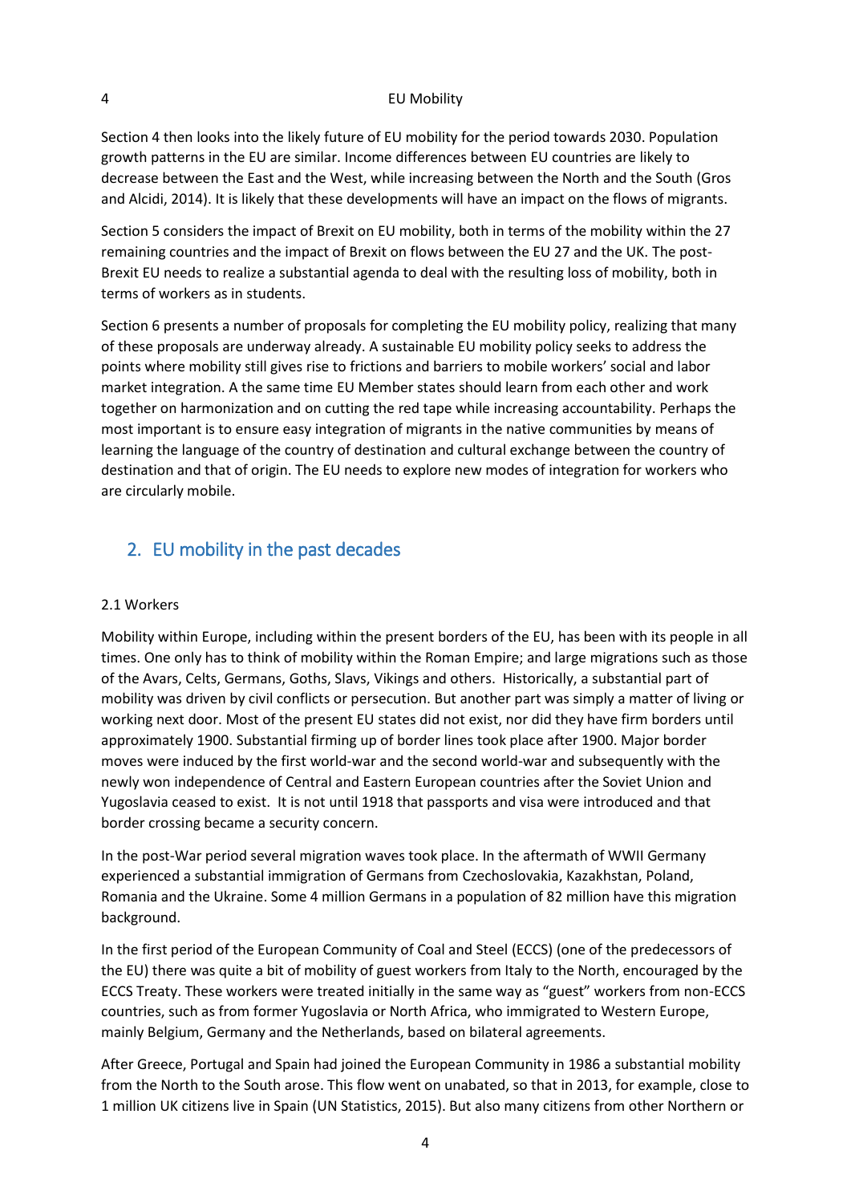Section 4 then looks into the likely future of EU mobility for the period towards 2030. Population growth patterns in the EU are similar. Income differences between EU countries are likely to decrease between the East and the West, while increasing between the North and the South (Gros and Alcidi, 2014). It is likely that these developments will have an impact on the flows of migrants.

Section 5 considers the impact of Brexit on EU mobility, both in terms of the mobility within the 27 remaining countries and the impact of Brexit on flows between the EU 27 and the UK. The post-Brexit EU needs to realize a substantial agenda to deal with the resulting loss of mobility, both in terms of workers as in students.

Section 6 presents a number of proposals for completing the EU mobility policy, realizing that many of these proposals are underway already. A sustainable EU mobility policy seeks to address the points where mobility still gives rise to frictions and barriers to mobile workers' social and labor market integration. A the same time EU Member states should learn from each other and work together on harmonization and on cutting the red tape while increasing accountability. Perhaps the most important is to ensure easy integration of migrants in the native communities by means of learning the language of the country of destination and cultural exchange between the country of destination and that of origin. The EU needs to explore new modes of integration for workers who are circularly mobile.

## 2. EU mobility in the past decades

### 2.1 Workers

Mobility within Europe, including within the present borders of the EU, has been with its people in all times. One only has to think of mobility within the Roman Empire; and large migrations such as those of the Avars, Celts, Germans, Goths, Slavs, Vikings and others. Historically, a substantial part of mobility was driven by civil conflicts or persecution. But another part was simply a matter of living or working next door. Most of the present EU states did not exist, nor did they have firm borders until approximately 1900. Substantial firming up of border lines took place after 1900. Major border moves were induced by the first world-war and the second world-war and subsequently with the newly won independence of Central and Eastern European countries after the Soviet Union and Yugoslavia ceased to exist. It is not until 1918 that passports and visa were introduced and that border crossing became a security concern.

In the post-War period several migration waves took place. In the aftermath of WWII Germany experienced a substantial immigration of Germans from Czechoslovakia, Kazakhstan, Poland, Romania and the Ukraine. Some 4 million Germans in a population of 82 million have this migration background.

In the first period of the European Community of Coal and Steel (ECCS) (one of the predecessors of the EU) there was quite a bit of mobility of guest workers from Italy to the North, encouraged by the ECCS Treaty. These workers were treated initially in the same way as "guest" workers from non-ECCS countries, such as from former Yugoslavia or North Africa, who immigrated to Western Europe, mainly Belgium, Germany and the Netherlands, based on bilateral agreements.

After Greece, Portugal and Spain had joined the European Community in 1986 a substantial mobility from the North to the South arose. This flow went on unabated, so that in 2013, for example, close to 1 million UK citizens live in Spain (UN Statistics, 2015). But also many citizens from other Northern or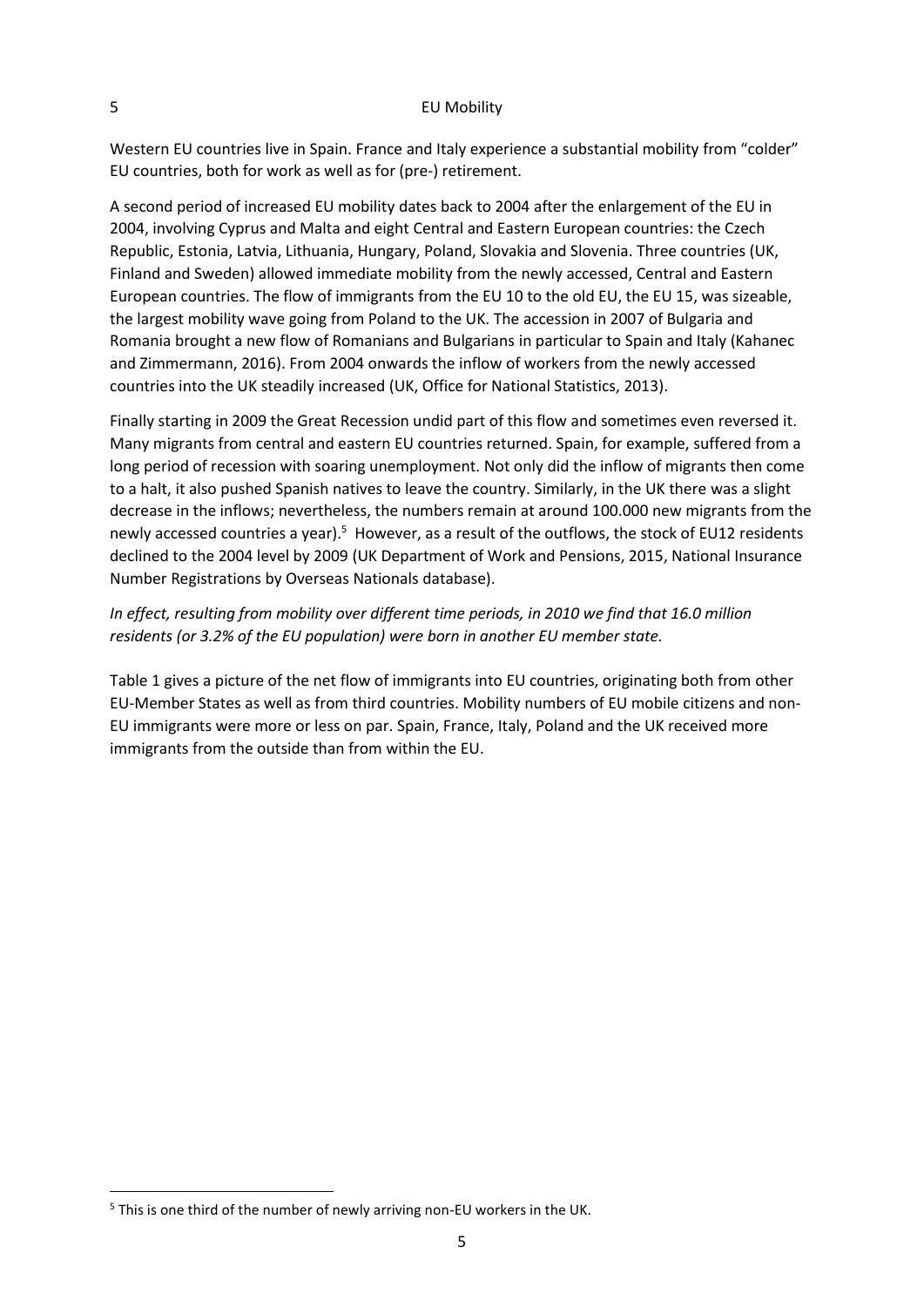Western EU countries live in Spain. France and Italy experience a substantial mobility from "colder" EU countries, both for work as well as for (pre-) retirement.

A second period of increased EU mobility dates back to 2004 after the enlargement of the EU in 2004, involving Cyprus and Malta and eight Central and Eastern European countries: the Czech Republic, Estonia, Latvia, Lithuania, Hungary, Poland, Slovakia and Slovenia. Three countries (UK, Finland and Sweden) allowed immediate mobility from the newly accessed, Central and Eastern European countries. The flow of immigrants from the EU 10 to the old EU, the EU 15, was sizeable, the largest mobility wave going from Poland to the UK. The accession in 2007 of Bulgaria and Romania brought a new flow of Romanians and Bulgarians in particular to Spain and Italy (Kahanec and Zimmermann, 2016). From 2004 onwards the inflow of workers from the newly accessed countries into the UK steadily increased (UK, Office for National Statistics, 2013).

Finally starting in 2009 the Great Recession undid part of this flow and sometimes even reversed it. Many migrants from central and eastern EU countries returned. Spain, for example, suffered from a long period of recession with soaring unemployment. Not only did the inflow of migrants then come to a halt, it also pushed Spanish natives to leave the country. Similarly, in the UK there was a slight decrease in the inflows; nevertheless, the numbers remain at around 100.000 new migrants from the newly accessed countries a year).[5] However, as a result of the outflows, the stock of EU12 residents declined to the 2004 level by 2009 (UK Department of Work and Pensions, 2015, National Insurance Number Registrations by Overseas Nationals database).

*In effect, resulting from mobility over different time periods, in 2010 we find that 16.0 million residents (or 3.2% of the EU population) were born in another EU member state.*

Table 1 gives a picture of the net flow of immigrants into EU countries, originating both from other EU-Member States as well as from third countries. Mobility numbers of EU mobile citizens and non-EU immigrants were more or less on par. Spain, France, Italy, Poland and the UK received more immigrants from the outside than from within the EU.

[5] This is one third of the number of newly arriving non-EU workers in the UK.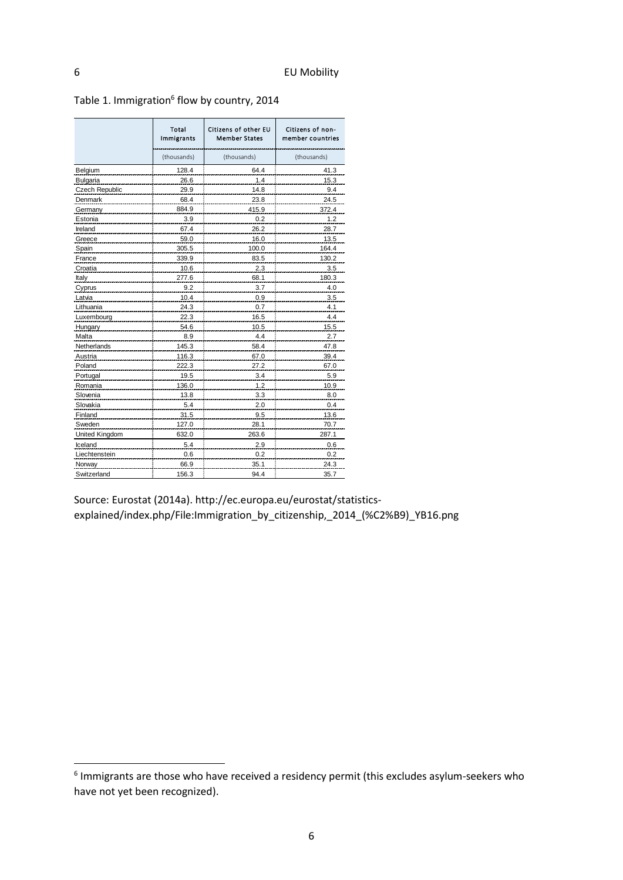Table 1. Immigration[6] flow by country, 2014

| | Total Immigrants | Citizens of other EU Member States | Citizens of non-member countries |
|---|---|---|---|
| | (thousands) | (thousands) | (thousands) |
| Belgium | 128.4 | 64.4 | 41.3 |
| Bulgaria | 26.6 | 1.4 | 15.3 |
| Czech Republic | 29.9 | 14.8 | 9.4 |
| Denmark | 68.4 | 23.8 | 24.5 |
| Germany | 884.9 | 415.9 | 372.4 |
| Estonia | 3.9 | 0.2 | 1.2 |
| Ireland | 67.4 | 26.2 | 28.7 |
| Greece | 59.0 | 16.0 | 13.5 |
| Spain | 305.5 | 100.0 | 164.4 |
| France | 339.9 | 83.5 | 130.2 |
| Croatia | 10.6 | 2.3 | 3.5 |
| Italy | 277.6 | 68.1 | 180.3 |
| Cyprus | 9.2 | 3.7 | 4.0 |
| Latvia | 10.4 | 0.9 | 3.5 |
| Lithuania | 24.3 | 0.7 | 4.1 |
| Luxembourg | 22.3 | 16.5 | 4.4 |
| Hungary | 54.6 | 10.5 | 15.5 |
| Malta | 8.9 | 4.4 | 2.7 |
| Netherlands | 145.3 | 58.4 | 47.8 |
| Austria | 116.3 | 67.0 | 39.4 |
| Poland | 222.3 | 27.2 | 67.0 |
| Portugal | 19.5 | 3.4 | 5.9 |
| Romania | 136.0 | 1.2 | 10.9 |
| Slovenia | 13.8 | 3.3 | 8.0 |
| Slovakia | 5.4 | 2.0 | 0.4 |
| Finland | 31.5 | 9.5 | 13.6 |
| Sweden | 127.0 | 28.1 | 70.7 |
| United Kingdom | 632.0 | 263.6 | 287.1 |
| Iceland | 5.4 | 2.9 | 0.6 |
| Liechtenstein | 0.6 | 0.2 | 0.2 |
| Norway | 66.9 | 35.1 | 24.3 |
| Switzerland | 156.3 | 94.4 | 35.7 |

Source: Eurostat (2014a). http://ec.europa.eu/eurostat/statistics-explained/index.php/File:Immigration_by_citizenship,_2014_(%C2%B9)_YB16.png

[6] Immigrants are those who have received a residency permit (this excludes asylum-seekers who have not yet been recognized).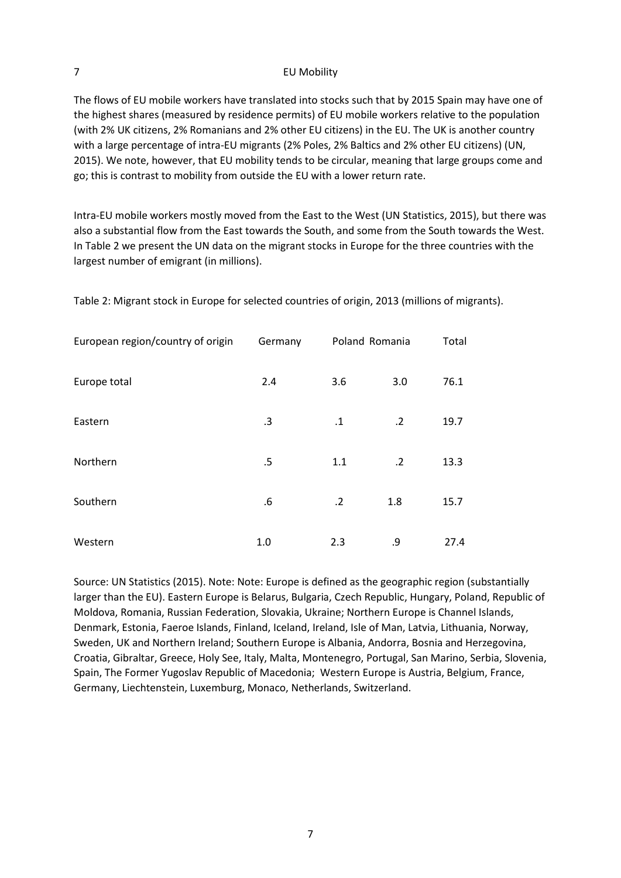The flows of EU mobile workers have translated into stocks such that by 2015 Spain may have one of the highest shares (measured by residence permits) of EU mobile workers relative to the population (with 2% UK citizens, 2% Romanians and 2% other EU citizens) in the EU. The UK is another country with a large percentage of intra-EU migrants (2% Poles, 2% Baltics and 2% other EU citizens) (UN, 2015). We note, however, that EU mobility tends to be circular, meaning that large groups come and go; this is contrast to mobility from outside the EU with a lower return rate.

Intra-EU mobile workers mostly moved from the East to the West (UN Statistics, 2015), but there was also a substantial flow from the East towards the South, and some from the South towards the West. In Table 2 we present the UN data on the migrant stocks in Europe for the three countries with the largest number of emigrant (in millions).

Table 2: Migrant stock in Europe for selected countries of origin, 2013 (millions of migrants).

| European region/country of origin | Germany | Poland | Romania | Total |
|---|---|---|---|---|
| Europe total | 2.4 | 3.6 | 3.0 | 76.1 |
| Eastern | .3 | .1 | .2 | 19.7 |
| Northern | .5 | 1.1 | .2 | 13.3 |
| Southern | .6 | .2 | 1.8 | 15.7 |
| Western | 1.0 | 2.3 | .9 | 27.4 |

Source: UN Statistics (2015). Note: Note: Europe is defined as the geographic region (substantially larger than the EU). Eastern Europe is Belarus, Bulgaria, Czech Republic, Hungary, Poland, Republic of Moldova, Romania, Russian Federation, Slovakia, Ukraine; Northern Europe is Channel Islands, Denmark, Estonia, Faeroe Islands, Finland, Iceland, Ireland, Isle of Man, Latvia, Lithuania, Norway, Sweden, UK and Northern Ireland; Southern Europe is Albania, Andorra, Bosnia and Herzegovina, Croatia, Gibraltar, Greece, Holy See, Italy, Malta, Montenegro, Portugal, San Marino, Serbia, Slovenia, Spain, The Former Yugoslav Republic of Macedonia; Western Europe is Austria, Belgium, France, Germany, Liechtenstein, Luxemburg, Monaco, Netherlands, Switzerland.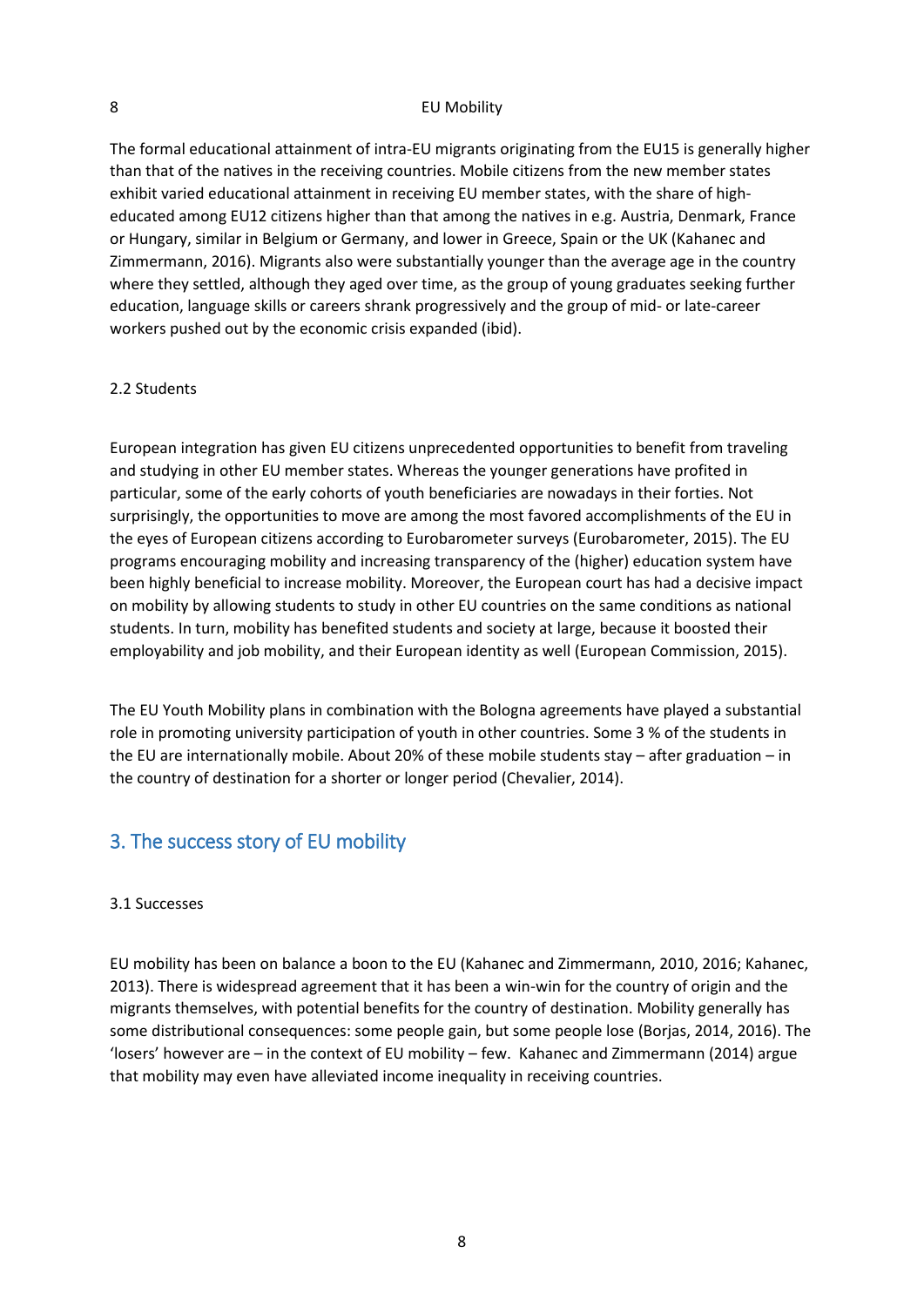The formal educational attainment of intra-EU migrants originating from the EU15 is generally higher than that of the natives in the receiving countries. Mobile citizens from the new member states exhibit varied educational attainment in receiving EU member states, with the share of high-educated among EU12 citizens higher than that among the natives in e.g. Austria, Denmark, France or Hungary, similar in Belgium or Germany, and lower in Greece, Spain or the UK (Kahanec and Zimmermann, 2016). Migrants also were substantially younger than the average age in the country where they settled, although they aged over time, as the group of young graduates seeking further education, language skills or careers shrank progressively and the group of mid- or late-career workers pushed out by the economic crisis expanded (ibid).

### 2.2 Students

European integration has given EU citizens unprecedented opportunities to benefit from traveling and studying in other EU member states. Whereas the younger generations have profited in particular, some of the early cohorts of youth beneficiaries are nowadays in their forties. Not surprisingly, the opportunities to move are among the most favored accomplishments of the EU in the eyes of European citizens according to Eurobarometer surveys (Eurobarometer, 2015). The EU programs encouraging mobility and increasing transparency of the (higher) education system have been highly beneficial to increase mobility. Moreover, the European court has had a decisive impact on mobility by allowing students to study in other EU countries on the same conditions as national students. In turn, mobility has benefited students and society at large, because it boosted their employability and job mobility, and their European identity as well (European Commission, 2015).

The EU Youth Mobility plans in combination with the Bologna agreements have played a substantial role in promoting university participation of youth in other countries. Some 3 % of the students in the EU are internationally mobile. About 20% of these mobile students stay – after graduation – in the country of destination for a shorter or longer period (Chevalier, 2014).

## 3. The success story of EU mobility

### 3.1 Successes

EU mobility has been on balance a boon to the EU (Kahanec and Zimmermann, 2010, 2016; Kahanec, 2013). There is widespread agreement that it has been a win-win for the country of origin and the migrants themselves, with potential benefits for the country of destination. Mobility generally has some distributional consequences: some people gain, but some people lose (Borjas, 2014, 2016). The 'losers' however are – in the context of EU mobility – few. Kahanec and Zimmermann (2014) argue that mobility may even have alleviated income inequality in receiving countries.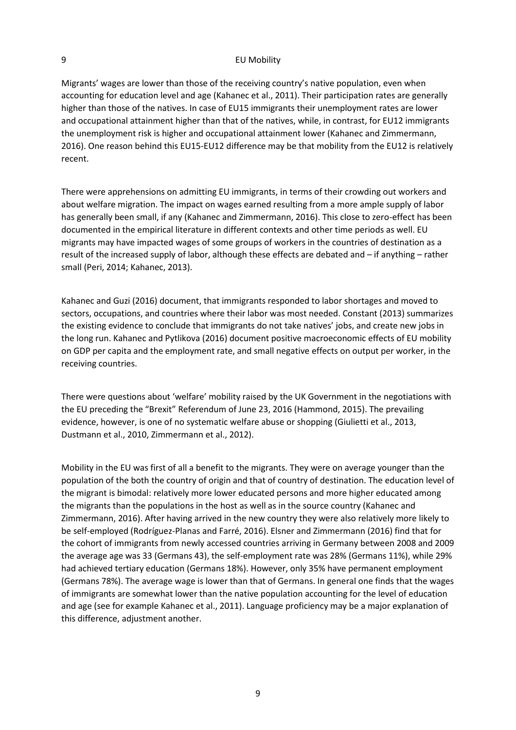Migrants' wages are lower than those of the receiving country's native population, even when accounting for education level and age (Kahanec et al., 2011). Their participation rates are generally higher than those of the natives. In case of EU15 immigrants their unemployment rates are lower and occupational attainment higher than that of the natives, while, in contrast, for EU12 immigrants the unemployment risk is higher and occupational attainment lower (Kahanec and Zimmermann, 2016). One reason behind this EU15-EU12 difference may be that mobility from the EU12 is relatively recent.

There were apprehensions on admitting EU immigrants, in terms of their crowding out workers and about welfare migration. The impact on wages earned resulting from a more ample supply of labor has generally been small, if any (Kahanec and Zimmermann, 2016). This close to zero-effect has been documented in the empirical literature in different contexts and other time periods as well. EU migrants may have impacted wages of some groups of workers in the countries of destination as a result of the increased supply of labor, although these effects are debated and – if anything – rather small (Peri, 2014; Kahanec, 2013).

Kahanec and Guzi (2016) document, that immigrants responded to labor shortages and moved to sectors, occupations, and countries where their labor was most needed. Constant (2013) summarizes the existing evidence to conclude that immigrants do not take natives' jobs, and create new jobs in the long run. Kahanec and Pytlikova (2016) document positive macroeconomic effects of EU mobility on GDP per capita and the employment rate, and small negative effects on output per worker, in the receiving countries.

There were questions about 'welfare' mobility raised by the UK Government in the negotiations with the EU preceding the "Brexit" Referendum of June 23, 2016 (Hammond, 2015). The prevailing evidence, however, is one of no systematic welfare abuse or shopping (Giulietti et al., 2013, Dustmann et al., 2010, Zimmermann et al., 2012).

Mobility in the EU was first of all a benefit to the migrants. They were on average younger than the population of the both the country of origin and that of country of destination. The education level of the migrant is bimodal: relatively more lower educated persons and more higher educated among the migrants than the populations in the host as well as in the source country (Kahanec and Zimmermann, 2016). After having arrived in the new country they were also relatively more likely to be self-employed (Rodríguez-Planas and Farré, 2016). Elsner and Zimmermann (2016) find that for the cohort of immigrants from newly accessed countries arriving in Germany between 2008 and 2009 the average age was 33 (Germans 43), the self-employment rate was 28% (Germans 11%), while 29% had achieved tertiary education (Germans 18%). However, only 35% have permanent employment (Germans 78%). The average wage is lower than that of Germans. In general one finds that the wages of immigrants are somewhat lower than the native population accounting for the level of education and age (see for example Kahanec et al., 2011). Language proficiency may be a major explanation of this difference, adjustment another.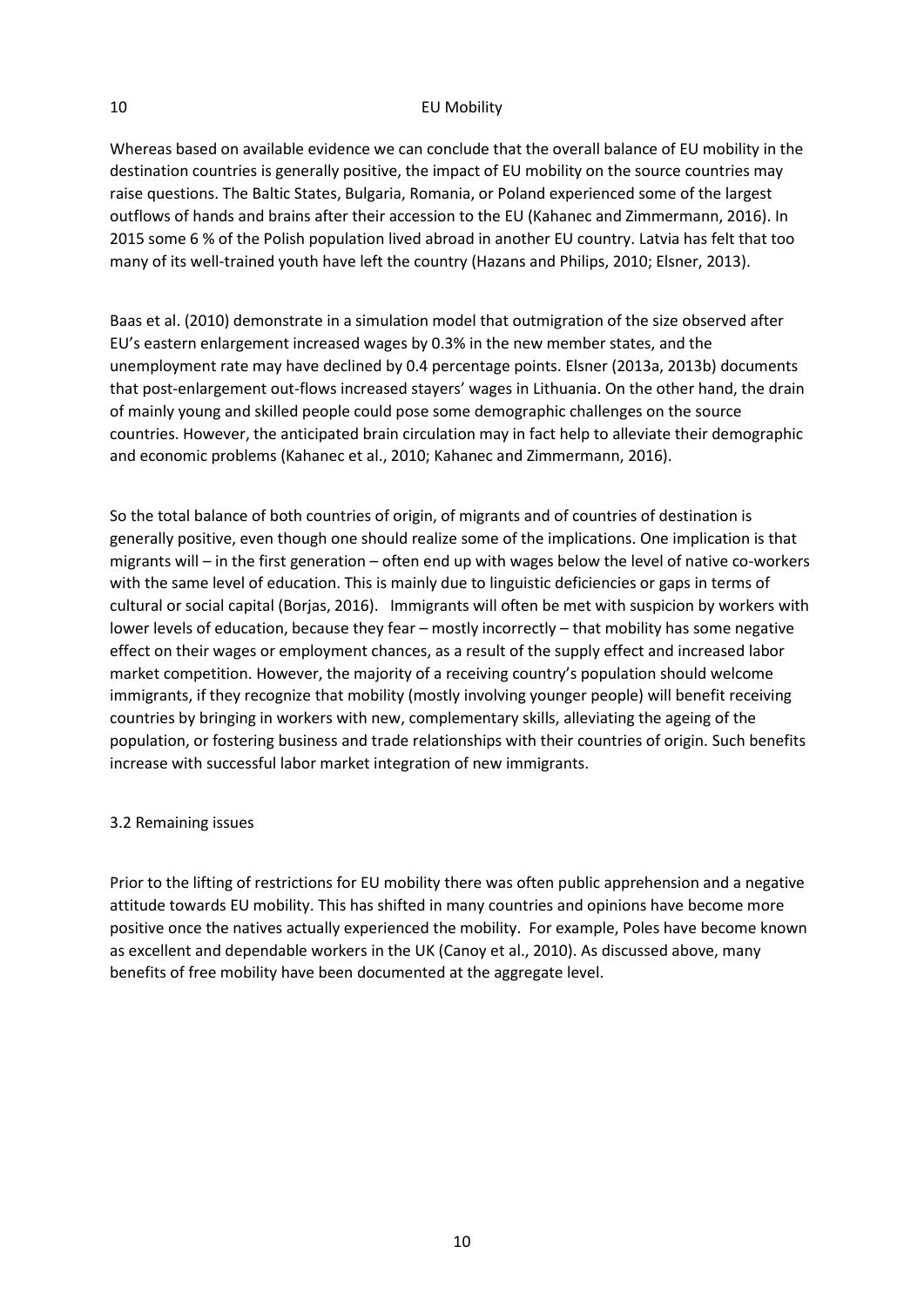Whereas based on available evidence we can conclude that the overall balance of EU mobility in the destination countries is generally positive, the impact of EU mobility on the source countries may raise questions. The Baltic States, Bulgaria, Romania, or Poland experienced some of the largest outflows of hands and brains after their accession to the EU (Kahanec and Zimmermann, 2016). In 2015 some 6 % of the Polish population lived abroad in another EU country. Latvia has felt that too many of its well-trained youth have left the country (Hazans and Philips, 2010; Elsner, 2013).

Baas et al. (2010) demonstrate in a simulation model that outmigration of the size observed after EU's eastern enlargement increased wages by 0.3% in the new member states, and the unemployment rate may have declined by 0.4 percentage points. Elsner (2013a, 2013b) documents that post-enlargement out-flows increased stayers' wages in Lithuania. On the other hand, the drain of mainly young and skilled people could pose some demographic challenges on the source countries. However, the anticipated brain circulation may in fact help to alleviate their demographic and economic problems (Kahanec et al., 2010; Kahanec and Zimmermann, 2016).

So the total balance of both countries of origin, of migrants and of countries of destination is generally positive, even though one should realize some of the implications. One implication is that migrants will – in the first generation – often end up with wages below the level of native co-workers with the same level of education. This is mainly due to linguistic deficiencies or gaps in terms of cultural or social capital (Borjas, 2016). Immigrants will often be met with suspicion by workers with lower levels of education, because they fear – mostly incorrectly – that mobility has some negative effect on their wages or employment chances, as a result of the supply effect and increased labor market competition. However, the majority of a receiving country's population should welcome immigrants, if they recognize that mobility (mostly involving younger people) will benefit receiving countries by bringing in workers with new, complementary skills, alleviating the ageing of the population, or fostering business and trade relationships with their countries of origin. Such benefits increase with successful labor market integration of new immigrants.

### 3.2 Remaining issues

Prior to the lifting of restrictions for EU mobility there was often public apprehension and a negative attitude towards EU mobility. This has shifted in many countries and opinions have become more positive once the natives actually experienced the mobility. For example, Poles have become known as excellent and dependable workers in the UK (Canoy et al., 2010). As discussed above, many benefits of free mobility have been documented at the aggregate level.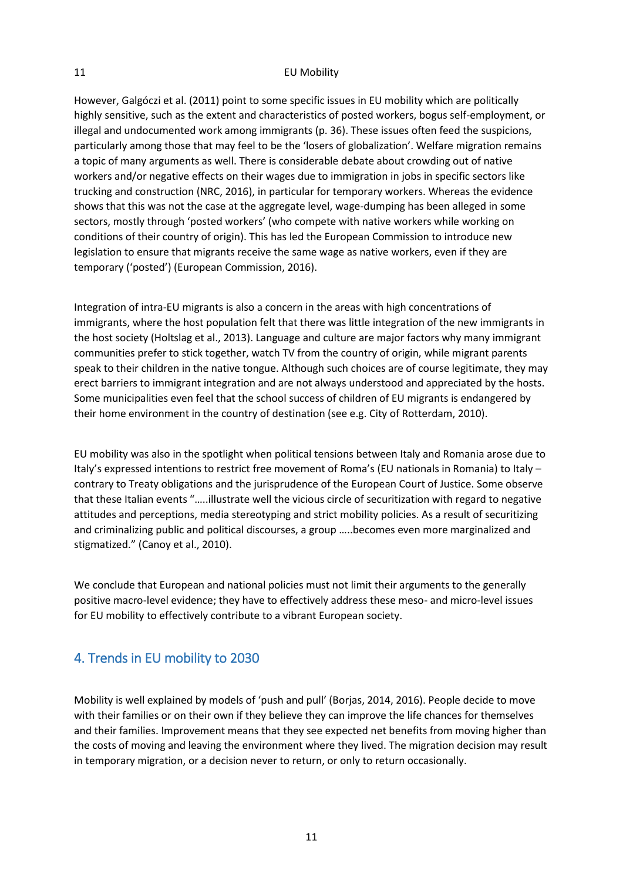However, Galgóczi et al. (2011) point to some specific issues in EU mobility which are politically highly sensitive, such as the extent and characteristics of posted workers, bogus self-employment, or illegal and undocumented work among immigrants (p. 36). These issues often feed the suspicions, particularly among those that may feel to be the 'losers of globalization'. Welfare migration remains a topic of many arguments as well. There is considerable debate about crowding out of native workers and/or negative effects on their wages due to immigration in jobs in specific sectors like trucking and construction (NRC, 2016), in particular for temporary workers. Whereas the evidence shows that this was not the case at the aggregate level, wage-dumping has been alleged in some sectors, mostly through 'posted workers' (who compete with native workers while working on conditions of their country of origin). This has led the European Commission to introduce new legislation to ensure that migrants receive the same wage as native workers, even if they are temporary ('posted') (European Commission, 2016).

Integration of intra-EU migrants is also a concern in the areas with high concentrations of immigrants, where the host population felt that there was little integration of the new immigrants in the host society (Holtslag et al., 2013). Language and culture are major factors why many immigrant communities prefer to stick together, watch TV from the country of origin, while migrant parents speak to their children in the native tongue. Although such choices are of course legitimate, they may erect barriers to immigrant integration and are not always understood and appreciated by the hosts. Some municipalities even feel that the school success of children of EU migrants is endangered by their home environment in the country of destination (see e.g. City of Rotterdam, 2010).

EU mobility was also in the spotlight when political tensions between Italy and Romania arose due to Italy's expressed intentions to restrict free movement of Roma's (EU nationals in Romania) to Italy – contrary to Treaty obligations and the jurisprudence of the European Court of Justice. Some observe that these Italian events "…..illustrate well the vicious circle of securitization with regard to negative attitudes and perceptions, media stereotyping and strict mobility policies. As a result of securitizing and criminalizing public and political discourses, a group …..becomes even more marginalized and stigmatized." (Canoy et al., 2010).

We conclude that European and national policies must not limit their arguments to the generally positive macro-level evidence; they have to effectively address these meso- and micro-level issues for EU mobility to effectively contribute to a vibrant European society.

## 4. Trends in EU mobility to 2030

Mobility is well explained by models of 'push and pull' (Borjas, 2014, 2016). People decide to move with their families or on their own if they believe they can improve the life chances for themselves and their families. Improvement means that they see expected net benefits from moving higher than the costs of moving and leaving the environment where they lived. The migration decision may result in temporary migration, or a decision never to return, or only to return occasionally.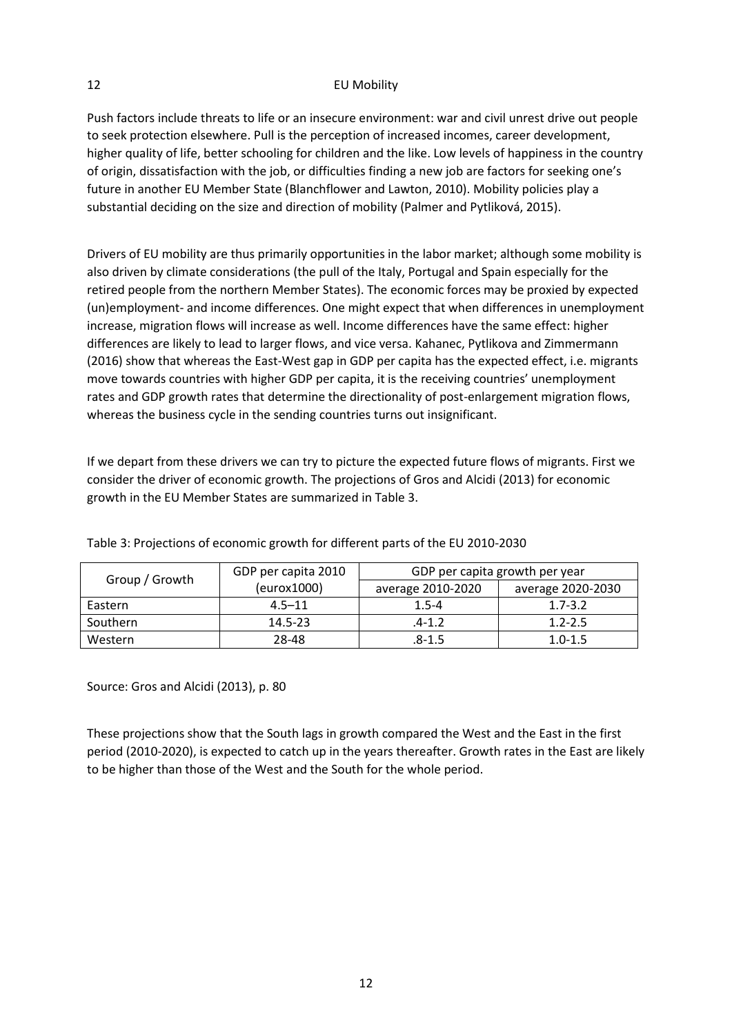Push factors include threats to life or an insecure environment: war and civil unrest drive out people to seek protection elsewhere. Pull is the perception of increased incomes, career development, higher quality of life, better schooling for children and the like. Low levels of happiness in the country of origin, dissatisfaction with the job, or difficulties finding a new job are factors for seeking one's future in another EU Member State (Blanchflower and Lawton, 2010). Mobility policies play a substantial deciding on the size and direction of mobility (Palmer and Pytliková, 2015).

Drivers of EU mobility are thus primarily opportunities in the labor market; although some mobility is also driven by climate considerations (the pull of the Italy, Portugal and Spain especially for the retired people from the northern Member States). The economic forces may be proxied by expected (un)employment- and income differences. One might expect that when differences in unemployment increase, migration flows will increase as well. Income differences have the same effect: higher differences are likely to lead to larger flows, and vice versa. Kahanec, Pytlikova and Zimmermann (2016) show that whereas the East-West gap in GDP per capita has the expected effect, i.e. migrants move towards countries with higher GDP per capita, it is the receiving countries' unemployment rates and GDP growth rates that determine the directionality of post-enlargement migration flows, whereas the business cycle in the sending countries turns out insignificant.

If we depart from these drivers we can try to picture the expected future flows of migrants. First we consider the driver of economic growth. The projections of Gros and Alcidi (2013) for economic growth in the EU Member States are summarized in Table 3.

Table 3: Projections of economic growth for different parts of the EU 2010-2030

| Group / Growth | GDP per capita 2010 (eurox1000) | GDP per capita growth per year | |
|---|---|---|---|
| | | average 2010-2020 | average 2020-2030 |
| Eastern | 4.5–11 | 1.5-4 | 1.7-3.2 |
| Southern | 14.5-23 | .4-1.2 | 1.2-2.5 |
| Western | 28-48 | .8-1.5 | 1.0-1.5 |

Source: Gros and Alcidi (2013), p. 80

These projections show that the South lags in growth compared the West and the East in the first period (2010-2020), is expected to catch up in the years thereafter. Growth rates in the East are likely to be higher than those of the West and the South for the whole period.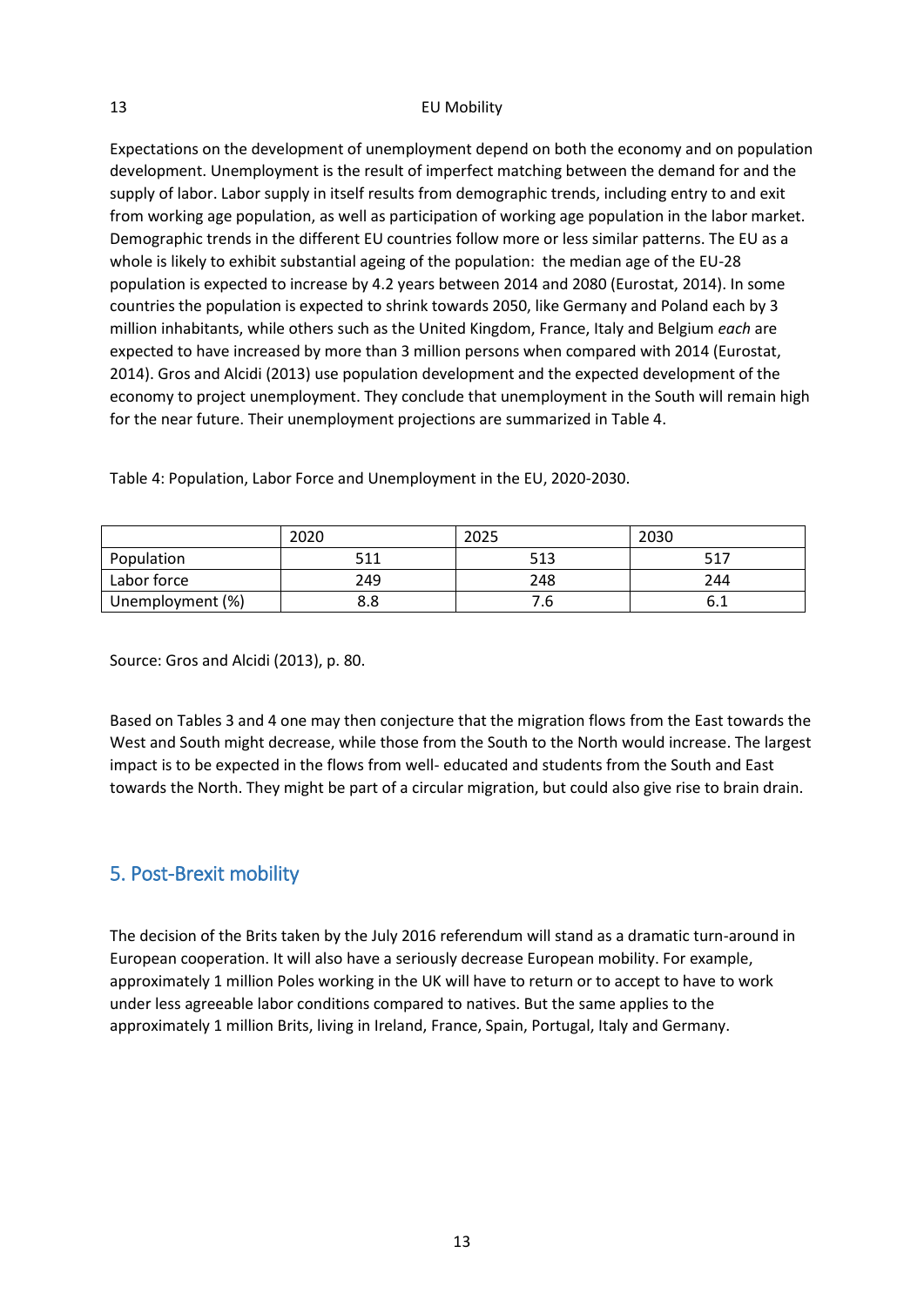Expectations on the development of unemployment depend on both the economy and on population development. Unemployment is the result of imperfect matching between the demand for and the supply of labor. Labor supply in itself results from demographic trends, including entry to and exit from working age population, as well as participation of working age population in the labor market. Demographic trends in the different EU countries follow more or less similar patterns. The EU as a whole is likely to exhibit substantial ageing of the population: the median age of the EU-28 population is expected to increase by 4.2 years between 2014 and 2080 (Eurostat, 2014). In some countries the population is expected to shrink towards 2050, like Germany and Poland each by 3 million inhabitants, while others such as the United Kingdom, France, Italy and Belgium *each* are expected to have increased by more than 3 million persons when compared with 2014 (Eurostat, 2014). Gros and Alcidi (2013) use population development and the expected development of the economy to project unemployment. They conclude that unemployment in the South will remain high for the near future. Their unemployment projections are summarized in Table 4.

Table 4: Population, Labor Force and Unemployment in the EU, 2020-2030.

| | 2020 | 2025 | 2030 |
|---|---|---|---|
| Population | 511 | 513 | 517 |
| Labor force | 249 | 248 | 244 |
| Unemployment (%) | 8.8 | 7.6 | 6.1 |

Source: Gros and Alcidi (2013), p. 80.

Based on Tables 3 and 4 one may then conjecture that the migration flows from the East towards the West and South might decrease, while those from the South to the North would increase. The largest impact is to be expected in the flows from well- educated and students from the South and East towards the North. They might be part of a circular migration, but could also give rise to brain drain.

## 5. Post-Brexit mobility

The decision of the Brits taken by the July 2016 referendum will stand as a dramatic turn-around in European cooperation. It will also have a seriously decrease European mobility. For example, approximately 1 million Poles working in the UK will have to return or to accept to have to work under less agreeable labor conditions compared to natives. But the same applies to the approximately 1 million Brits, living in Ireland, France, Spain, Portugal, Italy and Germany.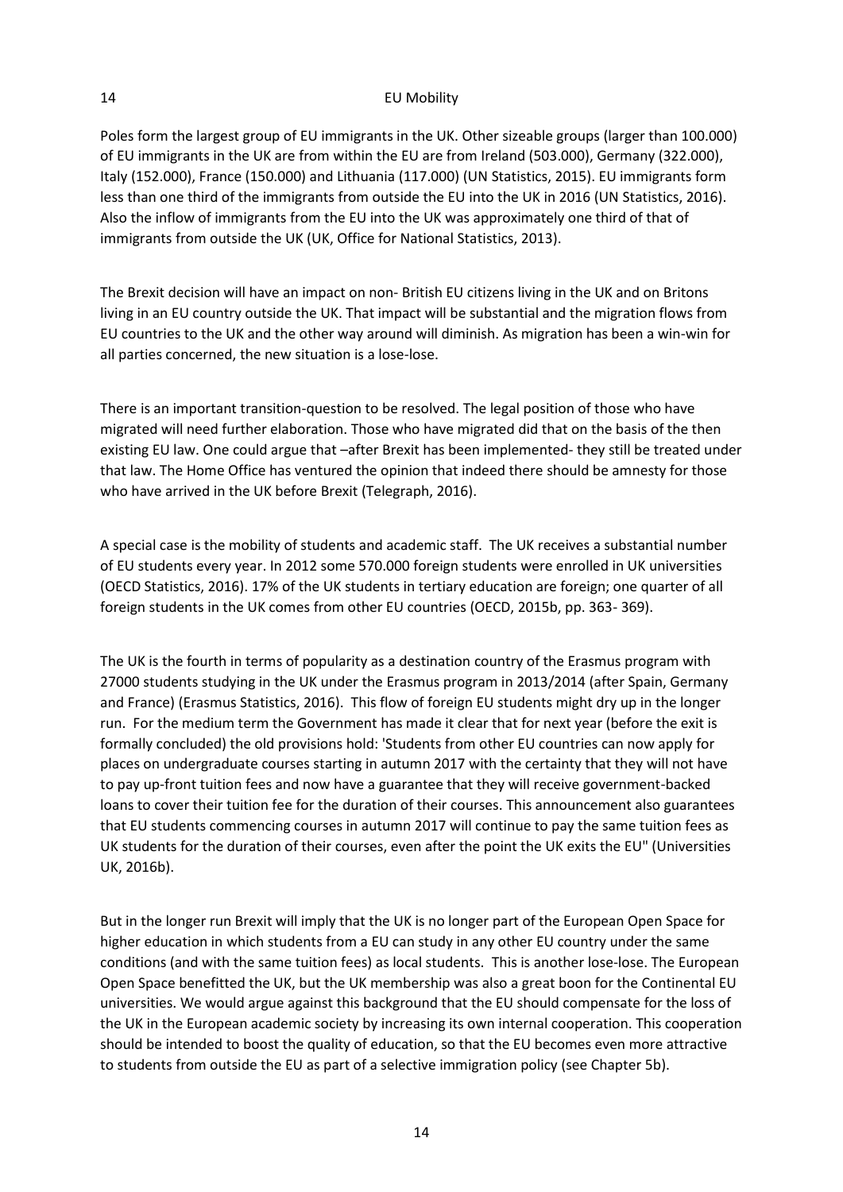Poles form the largest group of EU immigrants in the UK. Other sizeable groups (larger than 100.000) of EU immigrants in the UK are from within the EU are from Ireland (503.000), Germany (322.000), Italy (152.000), France (150.000) and Lithuania (117.000) (UN Statistics, 2015). EU immigrants form less than one third of the immigrants from outside the EU into the UK in 2016 (UN Statistics, 2016). Also the inflow of immigrants from the EU into the UK was approximately one third of that of immigrants from outside the UK (UK, Office for National Statistics, 2013).

The Brexit decision will have an impact on non- British EU citizens living in the UK and on Britons living in an EU country outside the UK. That impact will be substantial and the migration flows from EU countries to the UK and the other way around will diminish. As migration has been a win-win for all parties concerned, the new situation is a lose-lose.

There is an important transition-question to be resolved. The legal position of those who have migrated will need further elaboration. Those who have migrated did that on the basis of the then existing EU law. One could argue that –after Brexit has been implemented- they still be treated under that law. The Home Office has ventured the opinion that indeed there should be amnesty for those who have arrived in the UK before Brexit (Telegraph, 2016).

A special case is the mobility of students and academic staff. The UK receives a substantial number of EU students every year. In 2012 some 570.000 foreign students were enrolled in UK universities (OECD Statistics, 2016). 17% of the UK students in tertiary education are foreign; one quarter of all foreign students in the UK comes from other EU countries (OECD, 2015b, pp. 363- 369).

The UK is the fourth in terms of popularity as a destination country of the Erasmus program with 27000 students studying in the UK under the Erasmus program in 2013/2014 (after Spain, Germany and France) (Erasmus Statistics, 2016). This flow of foreign EU students might dry up in the longer run. For the medium term the Government has made it clear that for next year (before the exit is formally concluded) the old provisions hold: 'Students from other EU countries can now apply for places on undergraduate courses starting in autumn 2017 with the certainty that they will not have to pay up-front tuition fees and now have a guarantee that they will receive government-backed loans to cover their tuition fee for the duration of their courses. This announcement also guarantees that EU students commencing courses in autumn 2017 will continue to pay the same tuition fees as UK students for the duration of their courses, even after the point the UK exits the EU" (Universities UK, 2016b).

But in the longer run Brexit will imply that the UK is no longer part of the European Open Space for higher education in which students from a EU can study in any other EU country under the same conditions (and with the same tuition fees) as local students. This is another lose-lose. The European Open Space benefitted the UK, but the UK membership was also a great boon for the Continental EU universities. We would argue against this background that the EU should compensate for the loss of the UK in the European academic society by increasing its own internal cooperation. This cooperation should be intended to boost the quality of education, so that the EU becomes even more attractive to students from outside the EU as part of a selective immigration policy (see Chapter 5b).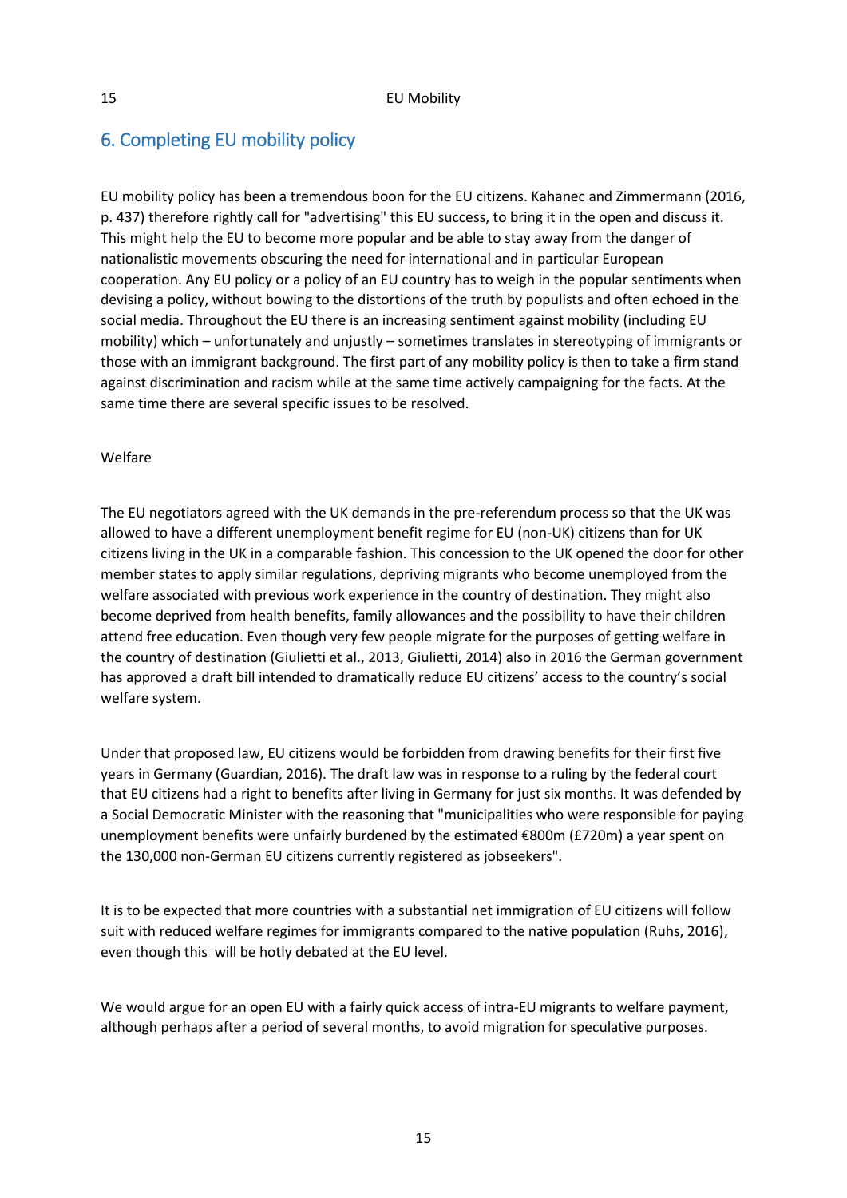## 6. Completing EU mobility policy

EU mobility policy has been a tremendous boon for the EU citizens. Kahanec and Zimmermann (2016, p. 437) therefore rightly call for "advertising" this EU success, to bring it in the open and discuss it. This might help the EU to become more popular and be able to stay away from the danger of nationalistic movements obscuring the need for international and in particular European cooperation. Any EU policy or a policy of an EU country has to weigh in the popular sentiments when devising a policy, without bowing to the distortions of the truth by populists and often echoed in the social media. Throughout the EU there is an increasing sentiment against mobility (including EU mobility) which – unfortunately and unjustly – sometimes translates in stereotyping of immigrants or those with an immigrant background. The first part of any mobility policy is then to take a firm stand against discrimination and racism while at the same time actively campaigning for the facts. At the same time there are several specific issues to be resolved.

Welfare

The EU negotiators agreed with the UK demands in the pre-referendum process so that the UK was allowed to have a different unemployment benefit regime for EU (non-UK) citizens than for UK citizens living in the UK in a comparable fashion. This concession to the UK opened the door for other member states to apply similar regulations, depriving migrants who become unemployed from the welfare associated with previous work experience in the country of destination. They might also become deprived from health benefits, family allowances and the possibility to have their children attend free education. Even though very few people migrate for the purposes of getting welfare in the country of destination (Giulietti et al., 2013, Giulietti, 2014) also in 2016 the German government has approved a draft bill intended to dramatically reduce EU citizens' access to the country's social welfare system.

Under that proposed law, EU citizens would be forbidden from drawing benefits for their first five years in Germany (Guardian, 2016). The draft law was in response to a ruling by the federal court that EU citizens had a right to benefits after living in Germany for just six months. It was defended by a Social Democratic Minister with the reasoning that "municipalities who were responsible for paying unemployment benefits were unfairly burdened by the estimated €800m (£720m) a year spent on the 130,000 non-German EU citizens currently registered as jobseekers".

It is to be expected that more countries with a substantial net immigration of EU citizens will follow suit with reduced welfare regimes for immigrants compared to the native population (Ruhs, 2016), even though this will be hotly debated at the EU level.

We would argue for an open EU with a fairly quick access of intra-EU migrants to welfare payment, although perhaps after a period of several months, to avoid migration for speculative purposes.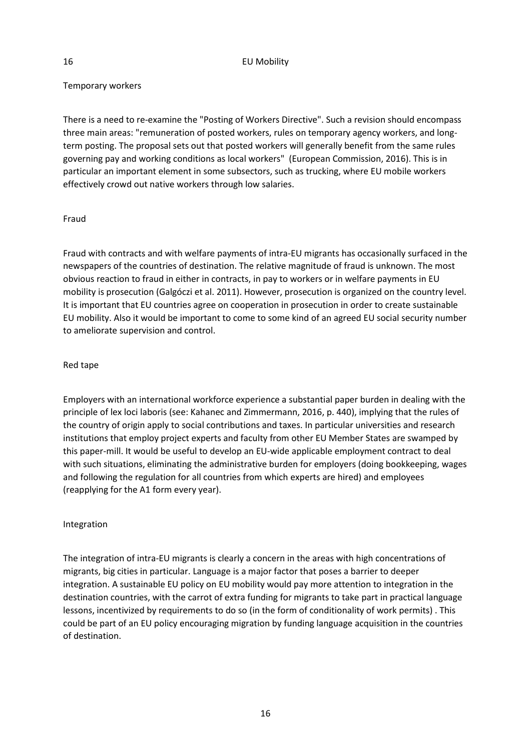Temporary workers

There is a need to re-examine the "Posting of Workers Directive". Such a revision should encompass three main areas: "remuneration of posted workers, rules on temporary agency workers, and long-term posting. The proposal sets out that posted workers will generally benefit from the same rules governing pay and working conditions as local workers" (European Commission, 2016). This is in particular an important element in some subsectors, such as trucking, where EU mobile workers effectively crowd out native workers through low salaries.

Fraud

Fraud with contracts and with welfare payments of intra-EU migrants has occasionally surfaced in the newspapers of the countries of destination. The relative magnitude of fraud is unknown. The most obvious reaction to fraud in either in contracts, in pay to workers or in welfare payments in EU mobility is prosecution (Galgóczi et al. 2011). However, prosecution is organized on the country level. It is important that EU countries agree on cooperation in prosecution in order to create sustainable EU mobility. Also it would be important to come to some kind of an agreed EU social security number to ameliorate supervision and control.

Red tape

Employers with an international workforce experience a substantial paper burden in dealing with the principle of lex loci laboris (see: Kahanec and Zimmermann, 2016, p. 440), implying that the rules of the country of origin apply to social contributions and taxes. In particular universities and research institutions that employ project experts and faculty from other EU Member States are swamped by this paper-mill. It would be useful to develop an EU-wide applicable employment contract to deal with such situations, eliminating the administrative burden for employers (doing bookkeeping, wages and following the regulation for all countries from which experts are hired) and employees (reapplying for the A1 form every year).

Integration

The integration of intra-EU migrants is clearly a concern in the areas with high concentrations of migrants, big cities in particular. Language is a major factor that poses a barrier to deeper integration. A sustainable EU policy on EU mobility would pay more attention to integration in the destination countries, with the carrot of extra funding for migrants to take part in practical language lessons, incentivized by requirements to do so (in the form of conditionality of work permits) . This could be part of an EU policy encouraging migration by funding language acquisition in the countries of destination.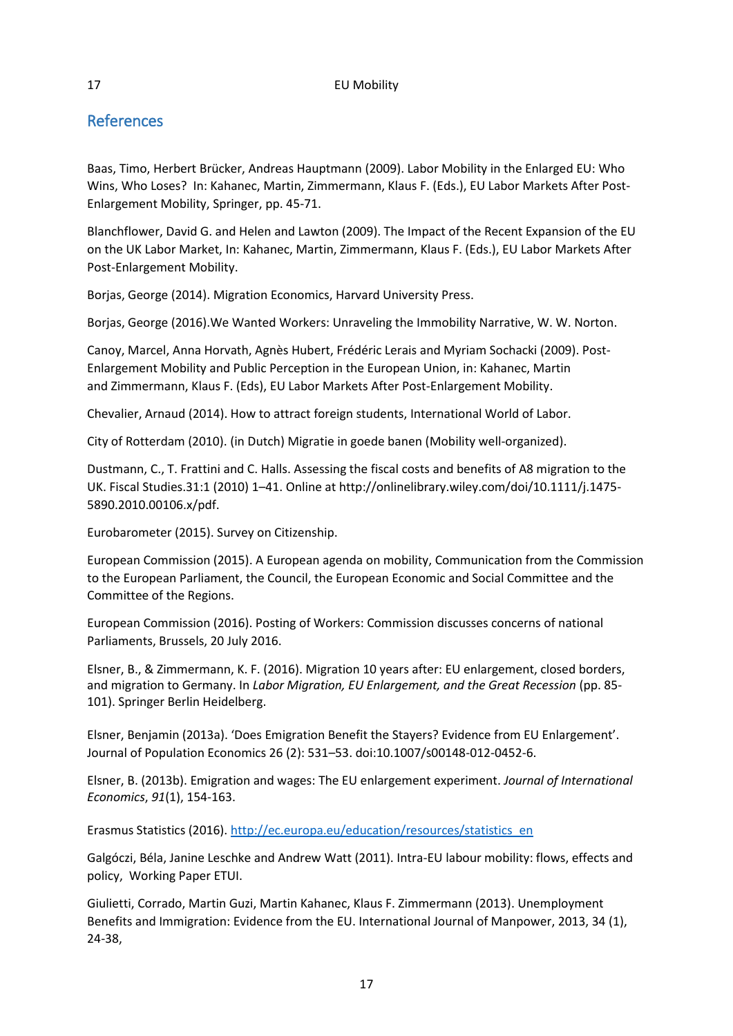## References

Baas, Timo, Herbert Brücker, Andreas Hauptmann (2009). Labor Mobility in the Enlarged EU: Who Wins, Who Loses? In: Kahanec, Martin, Zimmermann, Klaus F. (Eds.), EU Labor Markets After Post-Enlargement Mobility, Springer, pp. 45-71.

Blanchflower, David G. and Helen and Lawton (2009). The Impact of the Recent Expansion of the EU on the UK Labor Market, In: Kahanec, Martin, Zimmermann, Klaus F. (Eds.), EU Labor Markets After Post-Enlargement Mobility.

Borjas, George (2014). Migration Economics, Harvard University Press.

Borjas, George (2016).We Wanted Workers: Unraveling the Immobility Narrative, W. W. Norton.

Canoy, Marcel, Anna Horvath, Agnès Hubert, Frédéric Lerais and Myriam Sochacki (2009). Post-Enlargement Mobility and Public Perception in the European Union, in: Kahanec, Martin and Zimmermann, Klaus F. (Eds), EU Labor Markets After Post-Enlargement Mobility.

Chevalier, Arnaud (2014). How to attract foreign students, International World of Labor.

City of Rotterdam (2010). (in Dutch) Migratie in goede banen (Mobility well-organized).

Dustmann, C., T. Frattini and C. Halls. Assessing the fiscal costs and benefits of A8 migration to the UK. Fiscal Studies.31:1 (2010) 1–41. Online at http://onlinelibrary.wiley.com/doi/10.1111/j.1475-5890.2010.00106.x/pdf.

Eurobarometer (2015). Survey on Citizenship.

European Commission (2015). A European agenda on mobility, Communication from the Commission to the European Parliament, the Council, the European Economic and Social Committee and the Committee of the Regions.

European Commission (2016). Posting of Workers: Commission discusses concerns of national Parliaments, Brussels, 20 July 2016.

Elsner, B., & Zimmermann, K. F. (2016). Migration 10 years after: EU enlargement, closed borders, and migration to Germany. In *Labor Migration, EU Enlargement, and the Great Recession* (pp. 85-101). Springer Berlin Heidelberg.

Elsner, Benjamin (2013a). 'Does Emigration Benefit the Stayers? Evidence from EU Enlargement'. Journal of Population Economics 26 (2): 531–53. doi:10.1007/s00148-012-0452-6.

Elsner, B. (2013b). Emigration and wages: The EU enlargement experiment. *Journal of International Economics*, *91*(1), 154-163.

Erasmus Statistics (2016). http://ec.europa.eu/education/resources/statistics_en

Galgóczi, Béla, Janine Leschke and Andrew Watt (2011). Intra-EU labour mobility: flows, effects and policy, Working Paper ETUI.

Giulietti, Corrado, Martin Guzi, Martin Kahanec, Klaus F. Zimmermann (2013). Unemployment Benefits and Immigration: Evidence from the EU. International Journal of Manpower, 2013, 34 (1), 24-38,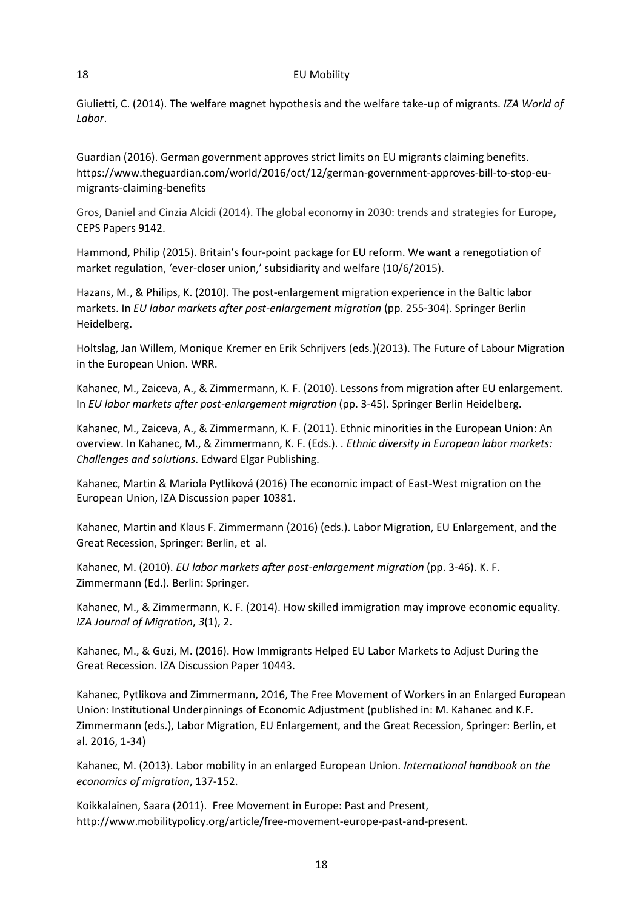Giulietti, C. (2014). The welfare magnet hypothesis and the welfare take-up of migrants. *IZA World of Labor*.

Guardian (2016). German government approves strict limits on EU migrants claiming benefits. https://www.theguardian.com/world/2016/oct/12/german-government-approves-bill-to-stop-eu-migrants-claiming-benefits

Gros, Daniel and Cinzia Alcidi (2014). The global economy in 2030: trends and strategies for Europe**,** CEPS Papers 9142.

Hammond, Philip (2015). Britain's four-point package for EU reform. We want a renegotiation of market regulation, 'ever-closer union,' subsidiarity and welfare (10/6/2015).

Hazans, M., & Philips, K. (2010). The post-enlargement migration experience in the Baltic labor markets. In *EU labor markets after post-enlargement migration* (pp. 255-304). Springer Berlin Heidelberg.

Holtslag, Jan Willem, Monique Kremer en Erik Schrijvers (eds.)(2013). The Future of Labour Migration in the European Union. WRR.

Kahanec, M., Zaiceva, A., & Zimmermann, K. F. (2010). Lessons from migration after EU enlargement. In *EU labor markets after post-enlargement migration* (pp. 3-45). Springer Berlin Heidelberg.

Kahanec, M., Zaiceva, A., & Zimmermann, K. F. (2011). Ethnic minorities in the European Union: An overview. In Kahanec, M., & Zimmermann, K. F. (Eds.). . *Ethnic diversity in European labor markets: Challenges and solutions*. Edward Elgar Publishing.

Kahanec, Martin & Mariola Pytliková (2016) The economic impact of East-West migration on the European Union, IZA Discussion paper 10381.

Kahanec, Martin and Klaus F. Zimmermann (2016) (eds.). Labor Migration, EU Enlargement, and the Great Recession, Springer: Berlin, et al.

Kahanec, M. (2010). *EU labor markets after post-enlargement migration* (pp. 3-46). K. F. Zimmermann (Ed.). Berlin: Springer.

Kahanec, M., & Zimmermann, K. F. (2014). How skilled immigration may improve economic equality. *IZA Journal of Migration*, *3*(1), 2.

Kahanec, M., & Guzi, M. (2016). How Immigrants Helped EU Labor Markets to Adjust During the Great Recession. IZA Discussion Paper 10443.

Kahanec, Pytlikova and Zimmermann, 2016, The Free Movement of Workers in an Enlarged European Union: Institutional Underpinnings of Economic Adjustment (published in: M. Kahanec and K.F. Zimmermann (eds.), Labor Migration, EU Enlargement, and the Great Recession, Springer: Berlin, et al. 2016, 1-34)

Kahanec, M. (2013). Labor mobility in an enlarged European Union. *International handbook on the economics of migration*, 137-152.

Koikkalainen, Saara (2011). Free Movement in Europe: Past and Present, http://www.mobilitypolicy.org/article/free-movement-europe-past-and-present.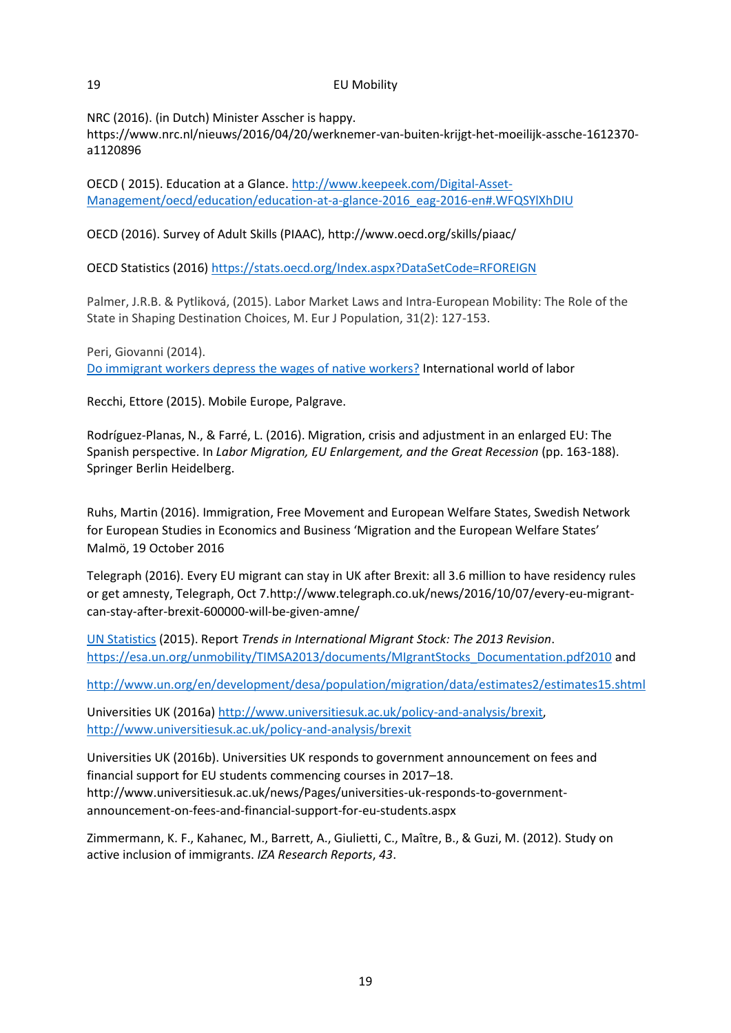NRC (2016). (in Dutch) Minister Asscher is happy. https://www.nrc.nl/nieuws/2016/04/20/werknemer-van-buiten-krijgt-het-moeilijk-assche-1612370-a1120896

OECD ( 2015). Education at a Glance. http://www.keepeek.com/Digital-Asset-Management/oecd/education/education-at-a-glance-2016_eag-2016-en#.WFQSYlXhDIU

OECD (2016). Survey of Adult Skills (PIAAC), http://www.oecd.org/skills/piaac/

OECD Statistics (2016) https://stats.oecd.org/Index.aspx?DataSetCode=RFOREIGN

Palmer, J.R.B. & Pytliková, (2015). Labor Market Laws and Intra-European Mobility: The Role of the State in Shaping Destination Choices, M. Eur J Population, 31(2): 127-153.

Peri, Giovanni (2014).
Do immigrant workers depress the wages of native workers? International world of labor

Recchi, Ettore (2015). Mobile Europe, Palgrave.

Rodríguez-Planas, N., & Farré, L. (2016). Migration, crisis and adjustment in an enlarged EU: The Spanish perspective. In *Labor Migration, EU Enlargement, and the Great Recession* (pp. 163-188). Springer Berlin Heidelberg.

Ruhs, Martin (2016). Immigration, Free Movement and European Welfare States, Swedish Network for European Studies in Economics and Business 'Migration and the European Welfare States' Malmö, 19 October 2016

Telegraph (2016). Every EU migrant can stay in UK after Brexit: all 3.6 million to have residency rules or get amnesty, Telegraph, Oct 7.http://www.telegraph.co.uk/news/2016/10/07/every-eu-migrant-can-stay-after-brexit-600000-will-be-given-amne/

UN Statistics (2015). Report *Trends in International Migrant Stock: The 2013 Revision*. https://esa.un.org/unmobility/TIMSA2013/documents/MIgrantStocks_Documentation.pdf2010 and

http://www.un.org/en/development/desa/population/migration/data/estimates2/estimates15.shtml

Universities UK (2016a) http://www.universitiesuk.ac.uk/policy-and-analysis/brexit, http://www.universitiesuk.ac.uk/policy-and-analysis/brexit

Universities UK (2016b). Universities UK responds to government announcement on fees and financial support for EU students commencing courses in 2017–18. http://www.universitiesuk.ac.uk/news/Pages/universities-uk-responds-to-government-announcement-on-fees-and-financial-support-for-eu-students.aspx

Zimmermann, K. F., Kahanec, M., Barrett, A., Giulietti, C., Maître, B., & Guzi, M. (2012). Study on active inclusion of immigrants. *IZA Research Reports*, *43*.